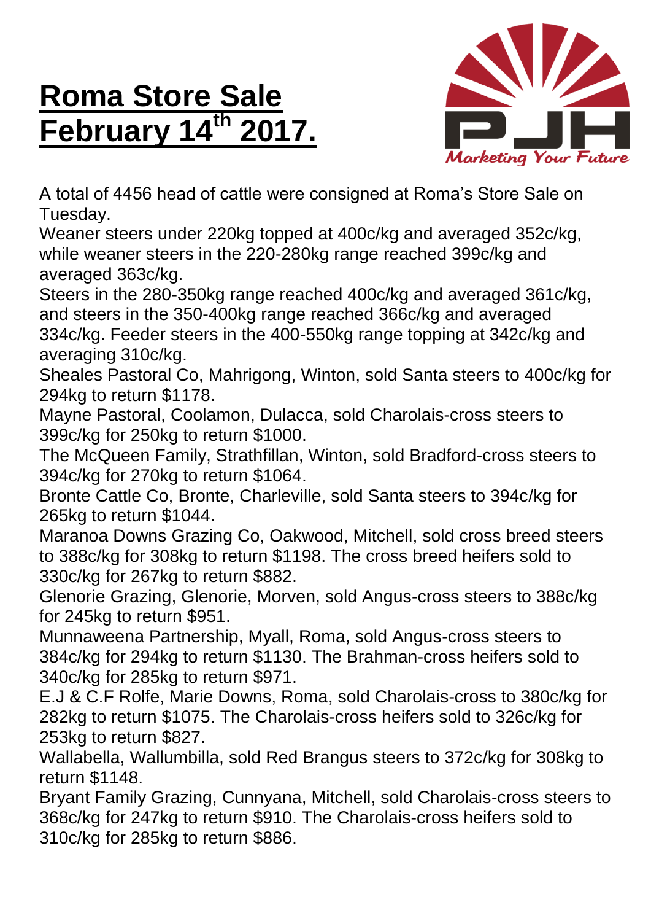# Roma Store Sale February 14th 2017.

A total of 4456 head of cattle were consigned at Roma's Store Sale on Tuesday.

Weaner steers under 220kg topped at 400c/kg and averaged 352c/kg, while weaner steers in the 220-280kg range reached 399c/kg and averaged 363c/kg.

Steers in the 280-350kg range reached 400c/kg and averaged 361c/kg, and steers in the 350-400kg range reached 366c/kg and averaged 334c/kg. Feeder steers in the 400-550kg range topping at 342c/kg and averaging 310c/kg.

Sheales Pastoral Co, Mahrigong, Winton, sold Santa steers to 400c/kg for 294kg to return $1178.

Mayne Pastoral, Coolamon, Dulacca, sold Charolais-cross steers to 399c/kg for 250kg to return $1000.

The McQueen Family, Strathfillan, Winton, sold Bradford-cross steers to 394c/kg for 270kg to return $1064.

Bronte Cattle Co, Bronte, Charleville, sold Santa steers to 394c/kg for 265kg to return $1044.

Maranoa Downs Grazing Co, Oakwood, Mitchell, sold cross breed steers to 388c/kg for 308kg to return $1198. The cross breed heifers sold to 330c/kg for 267kg to return $882.

Glenorie Grazing, Glenorie, Morven, sold Angus-cross steers to 388c/kg for 245kg to return $951.

Munnaweena Partnership, Myall, Roma, sold Angus-cross steers to 384c/kg for 294kg to return $1130. The Brahman-cross heifers sold to 340c/kg for 285kg to return $971.

E.J & C.F Rolfe, Marie Downs, Roma, sold Charolais-cross to 380c/kg for 282kg to return $1075. The Charolais-cross heifers sold to 326c/kg for 253kg to return $827.

Wallabella, Wallumbilla, sold Red Brangus steers to 372c/kg for 308kg to return $1148.

Bryant Family Grazing, Cunnyana, Mitchell, sold Charolais-cross steers to 368c/kg for 247kg to return $910. The Charolais-cross heifers sold to 310c/kg for 285kg to return $886.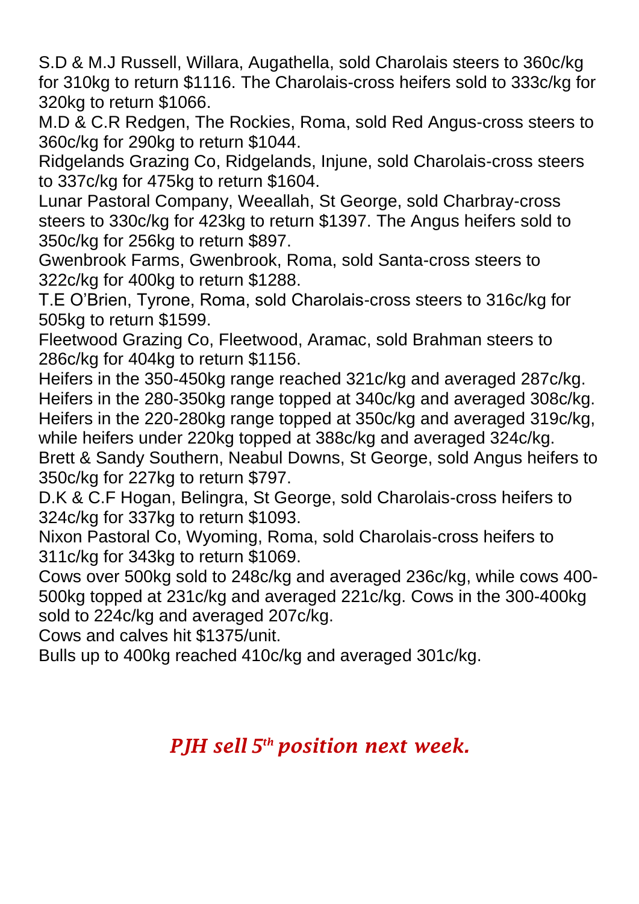S.D & M.J Russell, Willara, Augathella, sold Charolais steers to 360c/kg for 310kg to return $1116. The Charolais-cross heifers sold to 333c/kg for 320kg to return $1066.

M.D & C.R Redgen, The Rockies, Roma, sold Red Angus-cross steers to 360c/kg for 290kg to return $1044.

Ridgelands Grazing Co, Ridgelands, Injune, sold Charolais-cross steers to 337c/kg for 475kg to return $1604.

Lunar Pastoral Company, Weeallah, St George, sold Charbray-cross steers to 330c/kg for 423kg to return $1397. The Angus heifers sold to 350c/kg for 256kg to return $897.

Gwenbrook Farms, Gwenbrook, Roma, sold Santa-cross steers to 322c/kg for 400kg to return $1288.

T.E O'Brien, Tyrone, Roma, sold Charolais-cross steers to 316c/kg for 505kg to return $1599.

Fleetwood Grazing Co, Fleetwood, Aramac, sold Brahman steers to 286c/kg for 404kg to return $1156.

Heifers in the 350-450kg range reached 321c/kg and averaged 287c/kg. Heifers in the 280-350kg range topped at 340c/kg and averaged 308c/kg. Heifers in the 220-280kg range topped at 350c/kg and averaged 319c/kg, while heifers under 220kg topped at 388c/kg and averaged 324c/kg.

Brett & Sandy Southern, Neabul Downs, St George, sold Angus heifers to 350c/kg for 227kg to return $797.

D.K & C.F Hogan, Belingra, St George, sold Charolais-cross heifers to 324c/kg for 337kg to return $1093.

Nixon Pastoral Co, Wyoming, Roma, sold Charolais-cross heifers to 311c/kg for 343kg to return $1069.

Cows over 500kg sold to 248c/kg and averaged 236c/kg, while cows 400-500kg topped at 231c/kg and averaged 221c/kg. Cows in the 300-400kg sold to 224c/kg and averaged 207c/kg.

Cows and calves hit $1375/unit.

Bulls up to 400kg reached 410c/kg and averaged 301c/kg.

***PJH sell 5th position next week.***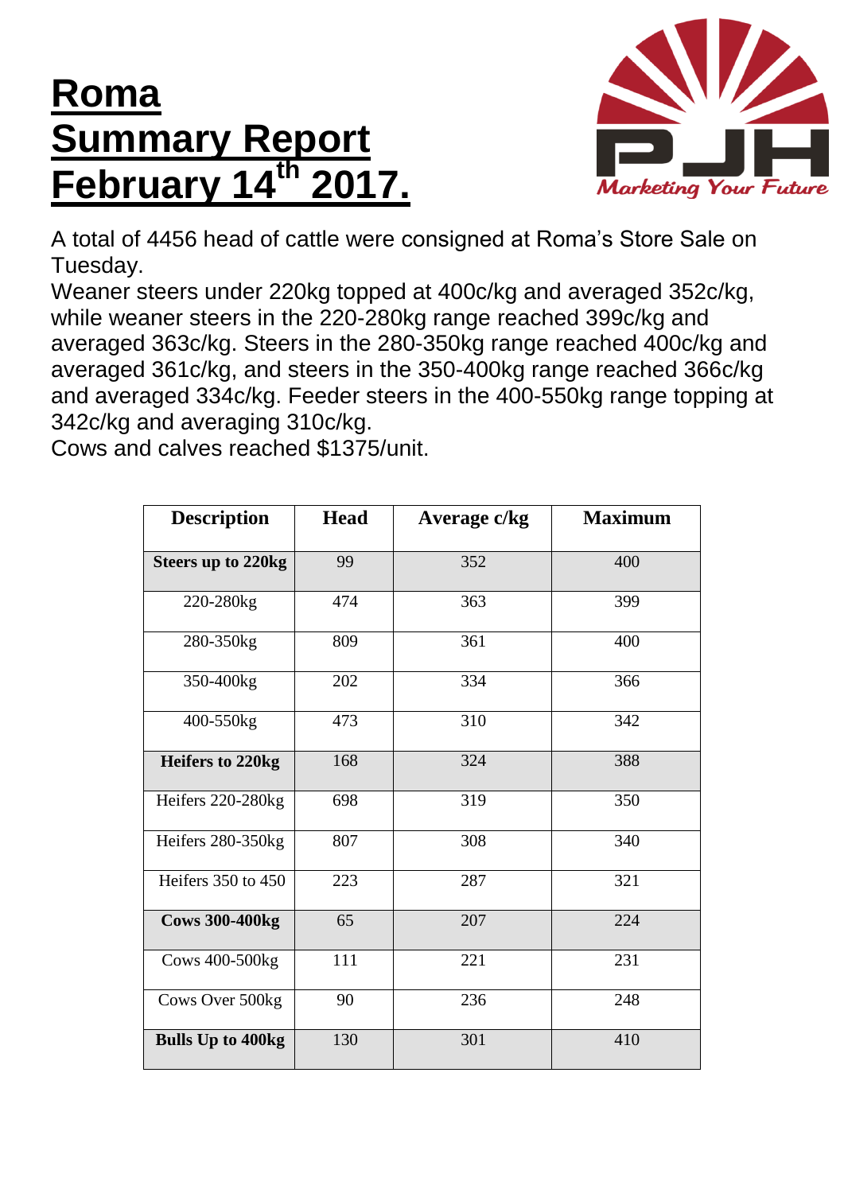# Roma Summary Report February 14th 2017.

PJH Marketing Your Future

A total of 4456 head of cattle were consigned at Roma's Store Sale on Tuesday.

Weaner steers under 220kg topped at 400c/kg and averaged 352c/kg, while weaner steers in the 220-280kg range reached 399c/kg and averaged 363c/kg. Steers in the 280-350kg range reached 400c/kg and averaged 361c/kg, and steers in the 350-400kg range reached 366c/kg and averaged 334c/kg. Feeder steers in the 400-550kg range topping at 342c/kg and averaging 310c/kg.

Cows and calves reached $1375/unit.

| Description | Head | Average c/kg | Maximum |
|---|---|---|---|
| **Steers up to 220kg** | 99 | 352 | 400 |
| 220-280kg | 474 | 363 | 399 |
| 280-350kg | 809 | 361 | 400 |
| 350-400kg | 202 | 334 | 366 |
| 400-550kg | 473 | 310 | 342 |
| **Heifers to 220kg** | 168 | 324 | 388 |
| Heifers 220-280kg | 698 | 319 | 350 |
| Heifers 280-350kg | 807 | 308 | 340 |
| Heifers 350 to 450 | 223 | 287 | 321 |
| **Cows 300-400kg** | 65 | 207 | 224 |
| Cows 400-500kg | 111 | 221 | 231 |
| Cows Over 500kg | 90 | 236 | 248 |
| **Bulls Up to 400kg** | 130 | 301 | 410 |